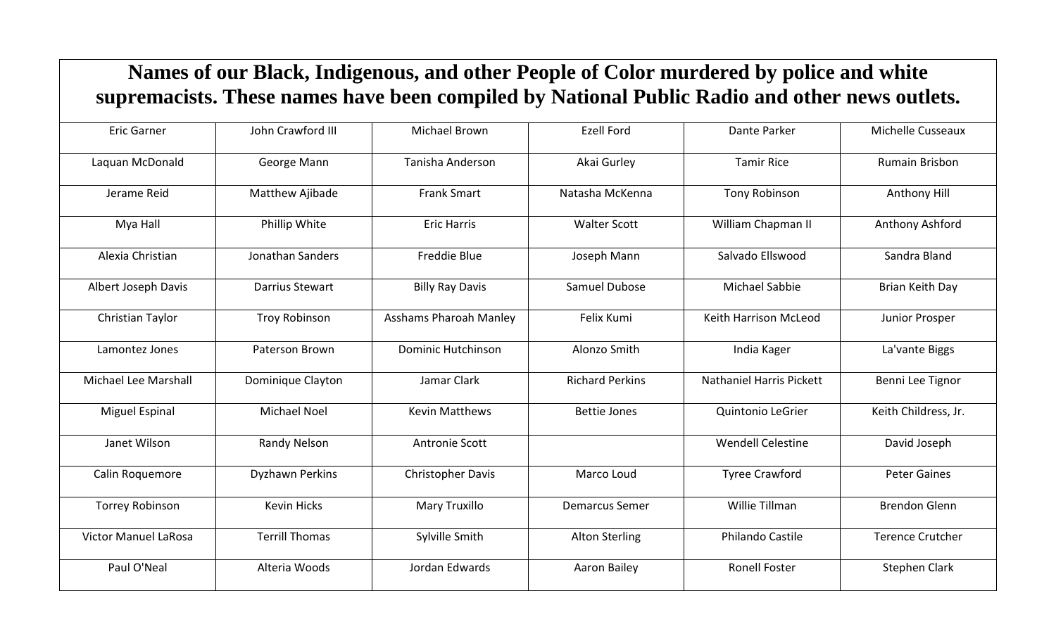# Names of our Black, Indigenous, and other People of Color murdered by police and white supremacists. These names have been compiled by National Public Radio and other news outlets.

| | | | | | |
|---|---|---|---|---|---|
| Eric Garner | John Crawford III | Michael Brown | Ezell Ford | Dante Parker | Michelle Cusseaux |
| Laquan McDonald | George Mann | Tanisha Anderson | Akai Gurley | Tamir Rice | Rumain Brisbon |
| Jerame Reid | Matthew Ajibade | Frank Smart | Natasha McKenna | Tony Robinson | Anthony Hill |
| Mya Hall | Phillip White | Eric Harris | Walter Scott | William Chapman II | Anthony Ashford |
| Alexia Christian | Jonathan Sanders | Freddie Blue | Joseph Mann | Salvado Ellswood | Sandra Bland |
| Albert Joseph Davis | Darrius Stewart | Billy Ray Davis | Samuel Dubose | Michael Sabbie | Brian Keith Day |
| Christian Taylor | Troy Robinson | Asshams Pharoah Manley | Felix Kumi | Keith Harrison McLeod | Junior Prosper |
| Lamontez Jones | Paterson Brown | Dominic Hutchinson | Alonzo Smith | India Kager | La'vante Biggs |
| Michael Lee Marshall | Dominique Clayton | Jamar Clark | Richard Perkins | Nathaniel Harris Pickett | Benni Lee Tignor |
| Miguel Espinal | Michael Noel | Kevin Matthews | Bettie Jones | Quintonio LeGrier | Keith Childress, Jr. |
| Janet Wilson | Randy Nelson | Antronie Scott | | Wendell Celestine | David Joseph |
| Calin Roquemore | Dyzhawn Perkins | Christopher Davis | Marco Loud | Tyree Crawford | Peter Gaines |
| Torrey Robinson | Kevin Hicks | Mary Truxillo | Demarcus Semer | Willie Tillman | Brendon Glenn |
| Victor Manuel LaRosa | Terrill Thomas | Sylville Smith | Alton Sterling | Philando Castile | Terence Crutcher |
| Paul O'Neal | Alteria Woods | Jordan Edwards | Aaron Bailey | Ronell Foster | Stephen Clark |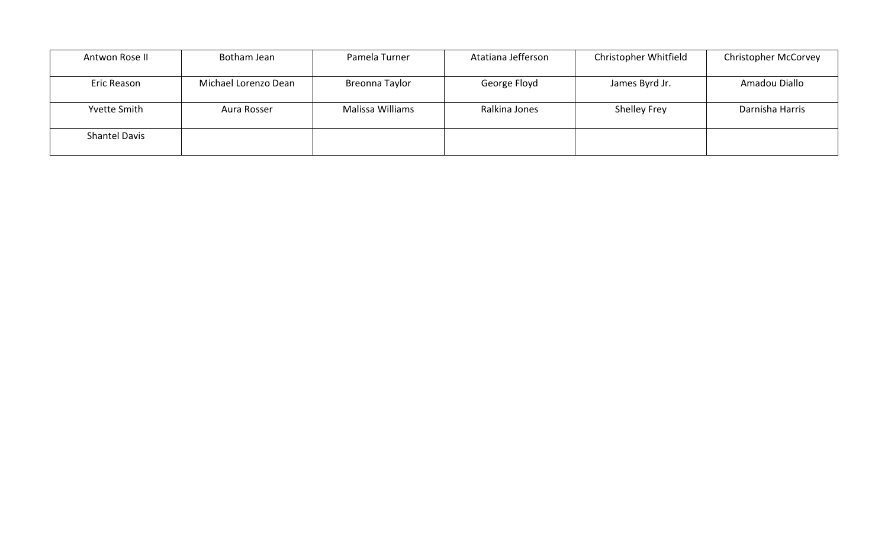| | | | | | |
|---|---|---|---|---|---|
| Antwon Rose II | Botham Jean | Pamela Turner | Atatiana Jefferson | Christopher Whitfield | Christopher McCorvey |
| Eric Reason | Michael Lorenzo Dean | Breonna Taylor | George Floyd | James Byrd Jr. | Amadou Diallo |
| Yvette Smith | Aura Rosser | Malissa Williams | Ralkina Jones | Shelley Frey | Darnisha Harris |
| Shantel Davis | | | | | |